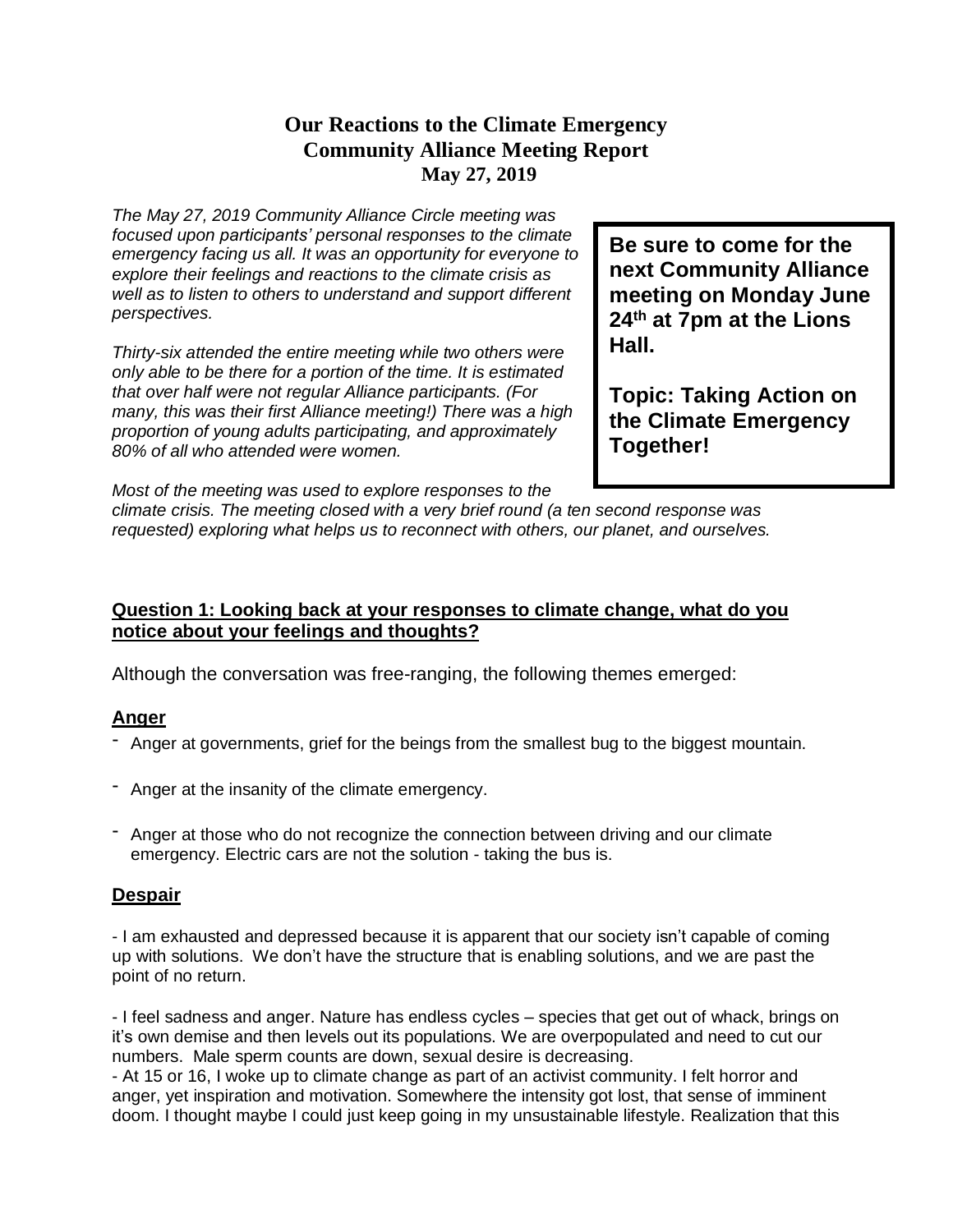# Our Reactions to the Climate Emergency
# Community Alliance Meeting Report
# May 27, 2019

*The May 27, 2019 Community Alliance Circle meeting was focused upon participants' personal responses to the climate emergency facing us all. It was an opportunity for everyone to explore their feelings and reactions to the climate crisis as well as to listen to others to understand and support different perspectives.*

*Thirty-six attended the entire meeting while two others were only able to be there for a portion of the time. It is estimated that over half were not regular Alliance participants. (For many, this was their first Alliance meeting!) There was a high proportion of young adults participating, and approximately 80% of all who attended were women.*

**Be sure to come for the next Community Alliance meeting on Monday June 24th at 7pm at the Lions Hall.**

**Topic: Taking Action on the Climate Emergency Together!**

*Most of the meeting was used to explore responses to the climate crisis. The meeting closed with a very brief round (a ten second response was requested) exploring what helps us to reconnect with others, our planet, and ourselves.*

## Question 1: Looking back at your responses to climate change, what do you notice about your feelings and thoughts?

Although the conversation was free-ranging, the following themes emerged:

### Anger

- Anger at governments, grief for the beings from the smallest bug to the biggest mountain.
- Anger at the insanity of the climate emergency.
- Anger at those who do not recognize the connection between driving and our climate emergency. Electric cars are not the solution - taking the bus is.

### Despair

- I am exhausted and depressed because it is apparent that our society isn't capable of coming up with solutions. We don't have the structure that is enabling solutions, and we are past the point of no return.

- I feel sadness and anger. Nature has endless cycles – species that get out of whack, brings on it's own demise and then levels out its populations. We are overpopulated and need to cut our numbers. Male sperm counts are down, sexual desire is decreasing.
- At 15 or 16, I woke up to climate change as part of an activist community. I felt horror and anger, yet inspiration and motivation. Somewhere the intensity got lost, that sense of imminent doom. I thought maybe I could just keep going in my unsustainable lifestyle. Realization that this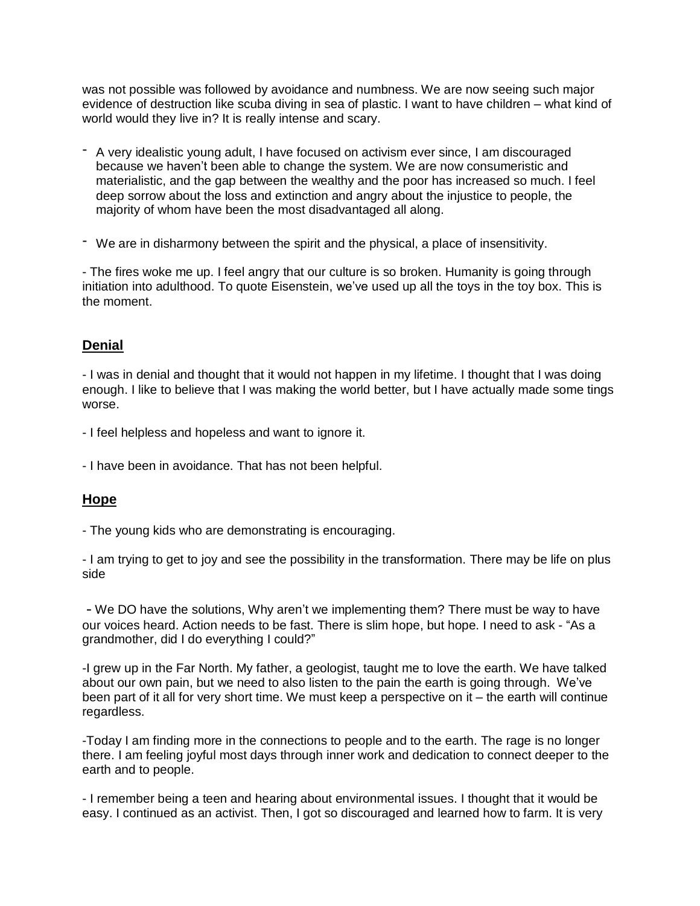was not possible was followed by avoidance and numbness. We are now seeing such major evidence of destruction like scuba diving in sea of plastic. I want to have children – what kind of world would they live in? It is really intense and scary.

- A very idealistic young adult, I have focused on activism ever since, I am discouraged because we haven't been able to change the system. We are now consumeristic and materialistic, and the gap between the wealthy and the poor has increased so much. I feel deep sorrow about the loss and extinction and angry about the injustice to people, the majority of whom have been the most disadvantaged all along.

- We are in disharmony between the spirit and the physical, a place of insensitivity.

- The fires woke me up. I feel angry that our culture is so broken. Humanity is going through initiation into adulthood. To quote Eisenstein, we've used up all the toys in the toy box. This is the moment.

## Denial

- I was in denial and thought that it would not happen in my lifetime. I thought that I was doing enough. I like to believe that I was making the world better, but I have actually made some tings worse.

- I feel helpless and hopeless and want to ignore it.

- I have been in avoidance. That has not been helpful.

## Hope

- The young kids who are demonstrating is encouraging.

- I am trying to get to joy and see the possibility in the transformation. There may be life on plus side

- We DO have the solutions, Why aren't we implementing them? There must be way to have our voices heard. Action needs to be fast. There is slim hope, but hope. I need to ask - "As a grandmother, did I do everything I could?"

- I grew up in the Far North. My father, a geologist, taught me to love the earth. We have talked about our own pain, but we need to also listen to the pain the earth is going through. We've been part of it all for very short time. We must keep a perspective on it – the earth will continue regardless.

- Today I am finding more in the connections to people and to the earth. The rage is no longer there. I am feeling joyful most days through inner work and dedication to connect deeper to the earth and to people.

- I remember being a teen and hearing about environmental issues. I thought that it would be easy. I continued as an activist. Then, I got so discouraged and learned how to farm. It is very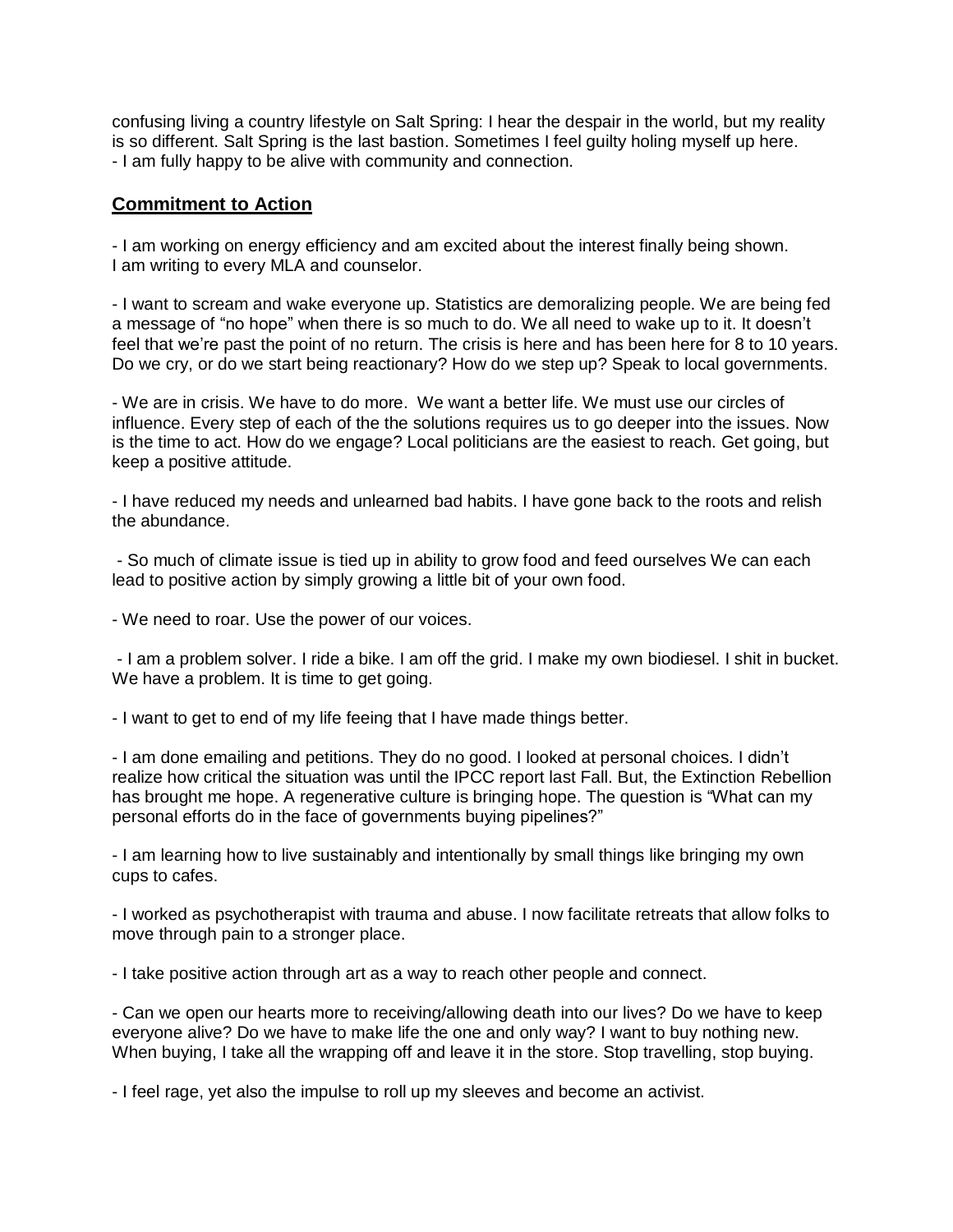confusing living a country lifestyle on Salt Spring: I hear the despair in the world, but my reality is so different. Salt Spring is the last bastion. Sometimes I feel guilty holing myself up here.
- I am fully happy to be alive with community and connection.

## Commitment to Action

- I am working on energy efficiency and am excited about the interest finally being shown. I am writing to every MLA and counselor.

- I want to scream and wake everyone up. Statistics are demoralizing people. We are being fed a message of "no hope" when there is so much to do. We all need to wake up to it. It doesn't feel that we're past the point of no return. The crisis is here and has been here for 8 to 10 years. Do we cry, or do we start being reactionary? How do we step up? Speak to local governments.

- We are in crisis. We have to do more. We want a better life. We must use our circles of influence. Every step of each of the the solutions requires us to go deeper into the issues. Now is the time to act. How do we engage? Local politicians are the easiest to reach. Get going, but keep a positive attitude.

- I have reduced my needs and unlearned bad habits. I have gone back to the roots and relish the abundance.

- So much of climate issue is tied up in ability to grow food and feed ourselves We can each lead to positive action by simply growing a little bit of your own food.

- We need to roar. Use the power of our voices.

- I am a problem solver. I ride a bike. I am off the grid. I make my own biodiesel. I shit in bucket. We have a problem. It is time to get going.

- I want to get to end of my life feeing that I have made things better.

- I am done emailing and petitions. They do no good. I looked at personal choices. I didn't realize how critical the situation was until the IPCC report last Fall. But, the Extinction Rebellion has brought me hope. A regenerative culture is bringing hope. The question is "What can my personal efforts do in the face of governments buying pipelines?"

- I am learning how to live sustainably and intentionally by small things like bringing my own cups to cafes.

- I worked as psychotherapist with trauma and abuse. I now facilitate retreats that allow folks to move through pain to a stronger place.

- I take positive action through art as a way to reach other people and connect.

- Can we open our hearts more to receiving/allowing death into our lives? Do we have to keep everyone alive? Do we have to make life the one and only way? I want to buy nothing new. When buying, I take all the wrapping off and leave it in the store. Stop travelling, stop buying.

- I feel rage, yet also the impulse to roll up my sleeves and become an activist.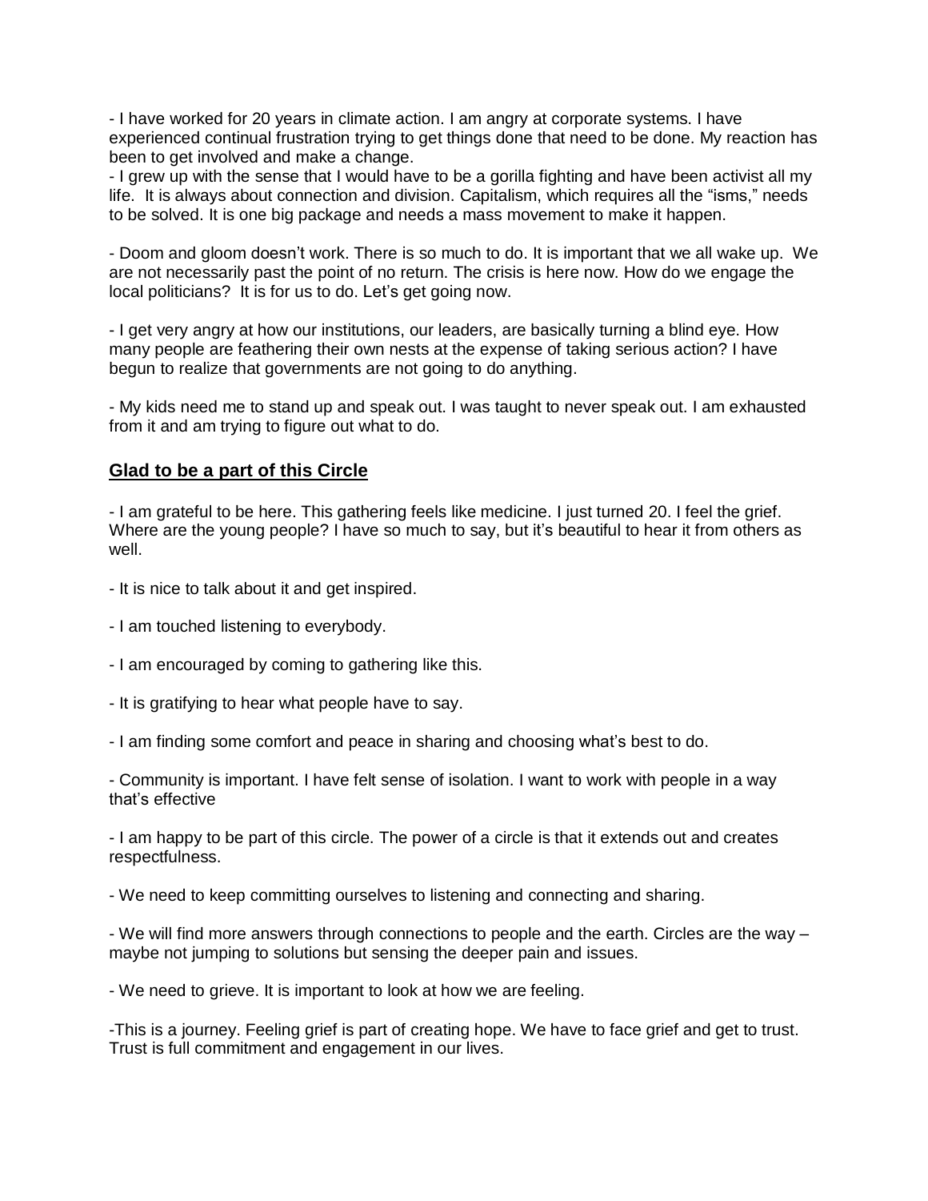- I have worked for 20 years in climate action. I am angry at corporate systems. I have experienced continual frustration trying to get things done that need to be done. My reaction has been to get involved and make a change.
- I grew up with the sense that I would have to be a gorilla fighting and have been activist all my life. It is always about connection and division. Capitalism, which requires all the "isms," needs to be solved. It is one big package and needs a mass movement to make it happen.

- Doom and gloom doesn't work. There is so much to do. It is important that we all wake up. We are not necessarily past the point of no return. The crisis is here now. How do we engage the local politicians? It is for us to do. Let's get going now.

- I get very angry at how our institutions, our leaders, are basically turning a blind eye. How many people are feathering their own nests at the expense of taking serious action? I have begun to realize that governments are not going to do anything.

- My kids need me to stand up and speak out. I was taught to never speak out. I am exhausted from it and am trying to figure out what to do.

## Glad to be a part of this Circle

- I am grateful to be here. This gathering feels like medicine. I just turned 20. I feel the grief. Where are the young people? I have so much to say, but it's beautiful to hear it from others as well.

- It is nice to talk about it and get inspired.

- I am touched listening to everybody.

- I am encouraged by coming to gathering like this.

- It is gratifying to hear what people have to say.

- I am finding some comfort and peace in sharing and choosing what's best to do.

- Community is important. I have felt sense of isolation. I want to work with people in a way that's effective

- I am happy to be part of this circle. The power of a circle is that it extends out and creates respectfulness.

- We need to keep committing ourselves to listening and connecting and sharing.

- We will find more answers through connections to people and the earth. Circles are the way – maybe not jumping to solutions but sensing the deeper pain and issues.

- We need to grieve. It is important to look at how we are feeling.

-This is a journey. Feeling grief is part of creating hope. We have to face grief and get to trust. Trust is full commitment and engagement in our lives.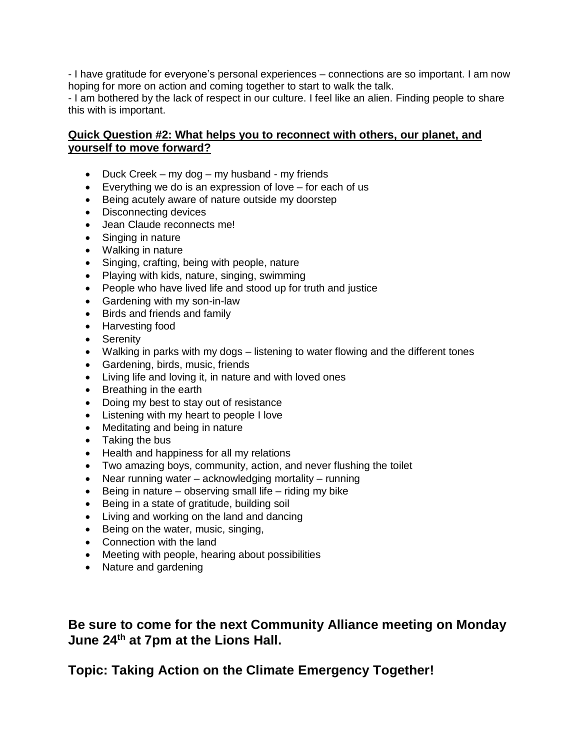- I have gratitude for everyone's personal experiences – connections are so important. I am now hoping for more on action and coming together to start to walk the talk.
- I am bothered by the lack of respect in our culture. I feel like an alien. Finding people to share this with is important.

**Quick Question #2: What helps you to reconnect with others, our planet, and yourself to move forward?**

- Duck Creek – my dog – my husband - my friends
- Everything we do is an expression of love – for each of us
- Being acutely aware of nature outside my doorstep
- Disconnecting devices
- Jean Claude reconnects me!
- Singing in nature
- Walking in nature
- Singing, crafting, being with people, nature
- Playing with kids, nature, singing, swimming
- People who have lived life and stood up for truth and justice
- Gardening with my son-in-law
- Birds and friends and family
- Harvesting food
- Serenity
- Walking in parks with my dogs – listening to water flowing and the different tones
- Gardening, birds, music, friends
- Living life and loving it, in nature and with loved ones
- Breathing in the earth
- Doing my best to stay out of resistance
- Listening with my heart to people I love
- Meditating and being in nature
- Taking the bus
- Health and happiness for all my relations
- Two amazing boys, community, action, and never flushing the toilet
- Near running water – acknowledging mortality – running
- Being in nature – observing small life – riding my bike
- Being in a state of gratitude, building soil
- Living and working on the land and dancing
- Being on the water, music, singing,
- Connection with the land
- Meeting with people, hearing about possibilities
- Nature and gardening

## Be sure to come for the next Community Alliance meeting on Monday June 24th at 7pm at the Lions Hall.

## Topic: Taking Action on the Climate Emergency Together!